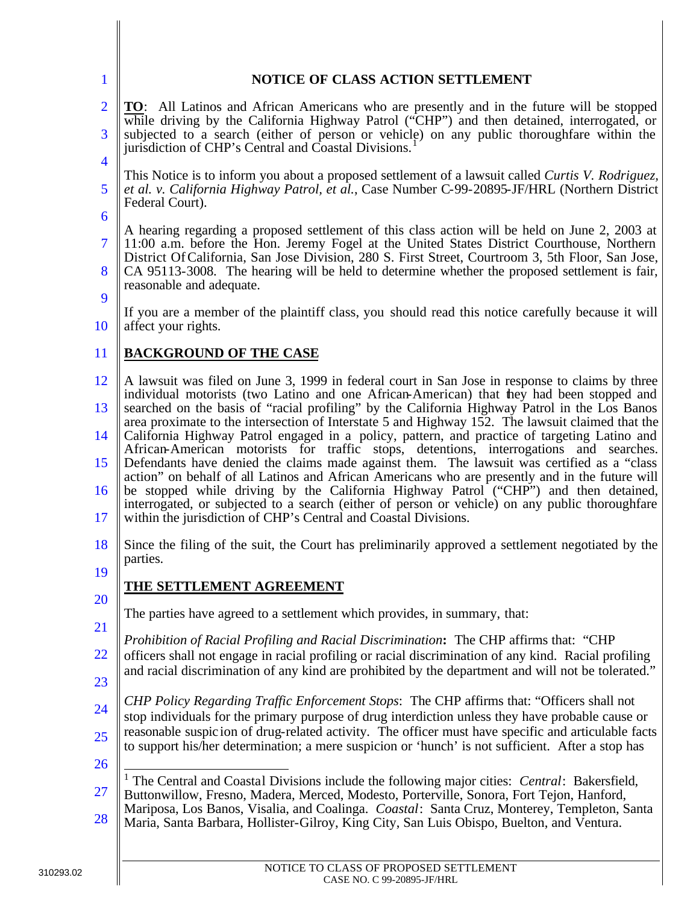# NOTICE OF CLASS ACTION SETTLEMENT

**TO**: All Latinos and African Americans who are presently and in the future will be stopped while driving by the California Highway Patrol ("CHP") and then detained, interrogated, or subjected to a search (either of person or vehicle) on any public thoroughfare within the jurisdiction of CHP's Central and Coastal Divisions.[1]

This Notice is to inform you about a proposed settlement of a lawsuit called *Curtis V. Rodriguez, et al. v. California Highway Patrol, et al.*, Case Number C-99-20895-JF/HRL (Northern District Federal Court).

A hearing regarding a proposed settlement of this class action will be held on June 2, 2003 at 11:00 a.m. before the Hon. Jeremy Fogel at the United States District Courthouse, Northern District Of California, San Jose Division, 280 S. First Street, Courtroom 3, 5th Floor, San Jose, CA 95113-3008. The hearing will be held to determine whether the proposed settlement is fair, reasonable and adequate.

If you are a member of the plaintiff class, you should read this notice carefully because it will affect your rights.

## BACKGROUND OF THE CASE

A lawsuit was filed on June 3, 1999 in federal court in San Jose in response to claims by three individual motorists (two Latino and one African-American) that they had been stopped and searched on the basis of "racial profiling" by the California Highway Patrol in the Los Banos area proximate to the intersection of Interstate 5 and Highway 152. The lawsuit claimed that the California Highway Patrol engaged in a policy, pattern, and practice of targeting Latino and African-American motorists for traffic stops, detentions, interrogations and searches. Defendants have denied the claims made against them. The lawsuit was certified as a "class action" on behalf of all Latinos and African Americans who are presently and in the future will be stopped while driving by the California Highway Patrol ("CHP") and then detained, interrogated, or subjected to a search (either of person or vehicle) on any public thoroughfare within the jurisdiction of CHP's Central and Coastal Divisions.

Since the filing of the suit, the Court has preliminarily approved a settlement negotiated by the parties.

## THE SETTLEMENT AGREEMENT

The parties have agreed to a settlement which provides, in summary, that:

*Prohibition of Racial Profiling and Racial Discrimination*: The CHP affirms that: "CHP officers shall not engage in racial profiling or racial discrimination of any kind. Racial profiling and racial discrimination of any kind are prohibited by the department and will not be tolerated."

*CHP Policy Regarding Traffic Enforcement Stops*: The CHP affirms that: "Officers shall not stop individuals for the primary purpose of drug interdiction unless they have probable cause or reasonable suspicion of drug-related activity. The officer must have specific and articulable facts to support his/her determination; a mere suspicion or 'hunch' is not sufficient. After a stop has

---

[1] The Central and Coastal Divisions include the following major cities: *Central*: Bakersfield, Buttonwillow, Fresno, Madera, Merced, Modesto, Porterville, Sonora, Fort Tejon, Hanford, Mariposa, Los Banos, Visalia, and Coalinga. *Coastal*: Santa Cruz, Monterey, Templeton, Santa Maria, Santa Barbara, Hollister-Gilroy, King City, San Luis Obispo, Buelton, and Ventura.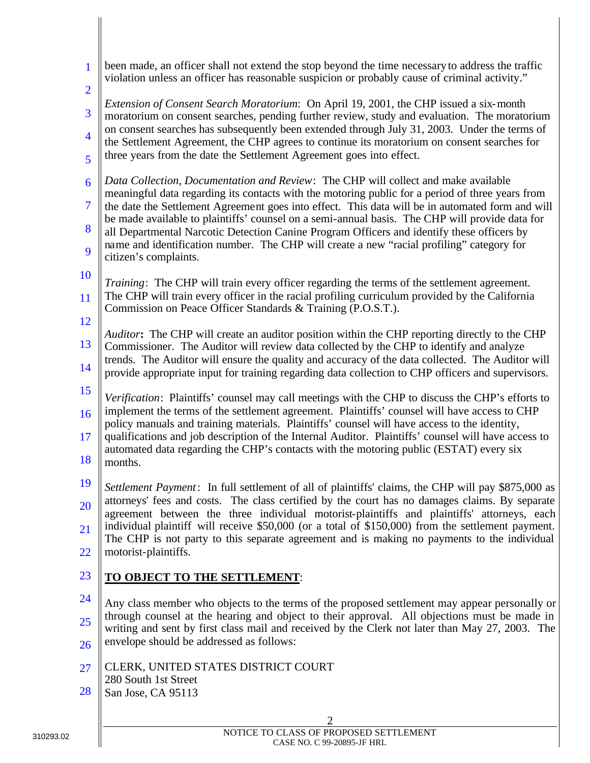been made, an officer shall not extend the stop beyond the time necessary to address the traffic violation unless an officer has reasonable suspicion or probably cause of criminal activity."

*Extension of Consent Search Moratorium*: On April 19, 2001, the CHP issued a six-month moratorium on consent searches, pending further review, study and evaluation. The moratorium on consent searches has subsequently been extended through July 31, 2003. Under the terms of the Settlement Agreement, the CHP agrees to continue its moratorium on consent searches for three years from the date the Settlement Agreement goes into effect.

*Data Collection, Documentation and Review*: The CHP will collect and make available meaningful data regarding its contacts with the motoring public for a period of three years from the date the Settlement Agreement goes into effect. This data will be in automated form and will be made available to plaintiffs' counsel on a semi-annual basis. The CHP will provide data for all Departmental Narcotic Detection Canine Program Officers and identify these officers by name and identification number. The CHP will create a new "racial profiling" category for citizen's complaints.

*Training*: The CHP will train every officer regarding the terms of the settlement agreement. The CHP will train every officer in the racial profiling curriculum provided by the California Commission on Peace Officer Standards & Training (P.O.S.T.).

*Auditor*: The CHP will create an auditor position within the CHP reporting directly to the CHP Commissioner. The Auditor will review data collected by the CHP to identify and analyze trends. The Auditor will ensure the quality and accuracy of the data collected. The Auditor will provide appropriate input for training regarding data collection to CHP officers and supervisors.

*Verification*: Plaintiffs' counsel may call meetings with the CHP to discuss the CHP's efforts to implement the terms of the settlement agreement. Plaintiffs' counsel will have access to CHP policy manuals and training materials. Plaintiffs' counsel will have access to the identity, qualifications and job description of the Internal Auditor. Plaintiffs' counsel will have access to automated data regarding the CHP's contacts with the motoring public (ESTAT) every six months.

*Settlement Payment*: In full settlement of all of plaintiffs' claims, the CHP will pay $875,000 as attorneys' fees and costs. The class certified by the court has no damages claims. By separate agreement between the three individual motorist-plaintiffs and plaintiffs' attorneys, each individual plaintiff will receive $50,000 (or a total of $150,000) from the settlement payment. The CHP is not party to this separate agreement and is making no payments to the individual motorist-plaintiffs.

**TO OBJECT TO THE SETTLEMENT**:

Any class member who objects to the terms of the proposed settlement may appear personally or through counsel at the hearing and object to their approval. All objections must be made in writing and sent by first class mail and received by the Clerk not later than May 27, 2003. The envelope should be addressed as follows:

CLERK, UNITED STATES DISTRICT COURT
280 South 1st Street
San Jose, CA 95113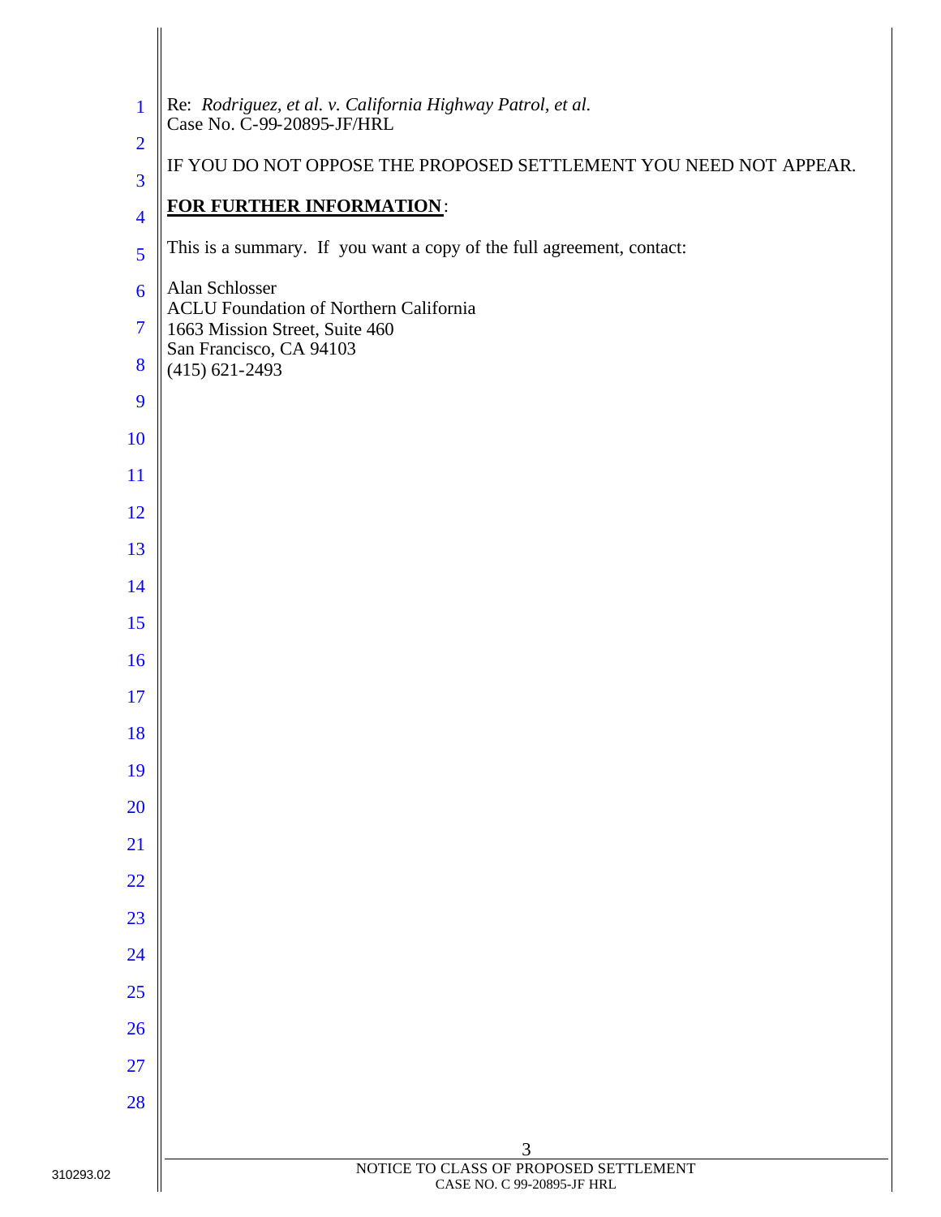Re: *Rodriguez, et al. v. California Highway Patrol, et al.*
Case No. C-99-20895-JF/HRL

IF YOU DO NOT OPPOSE THE PROPOSED SETTLEMENT YOU NEED NOT APPEAR.

**FOR FURTHER INFORMATION**:

This is a summary. If you want a copy of the full agreement, contact:

Alan Schlosser
ACLU Foundation of Northern California
1663 Mission Street, Suite 460
San Francisco, CA 94103
(415) 621-2493